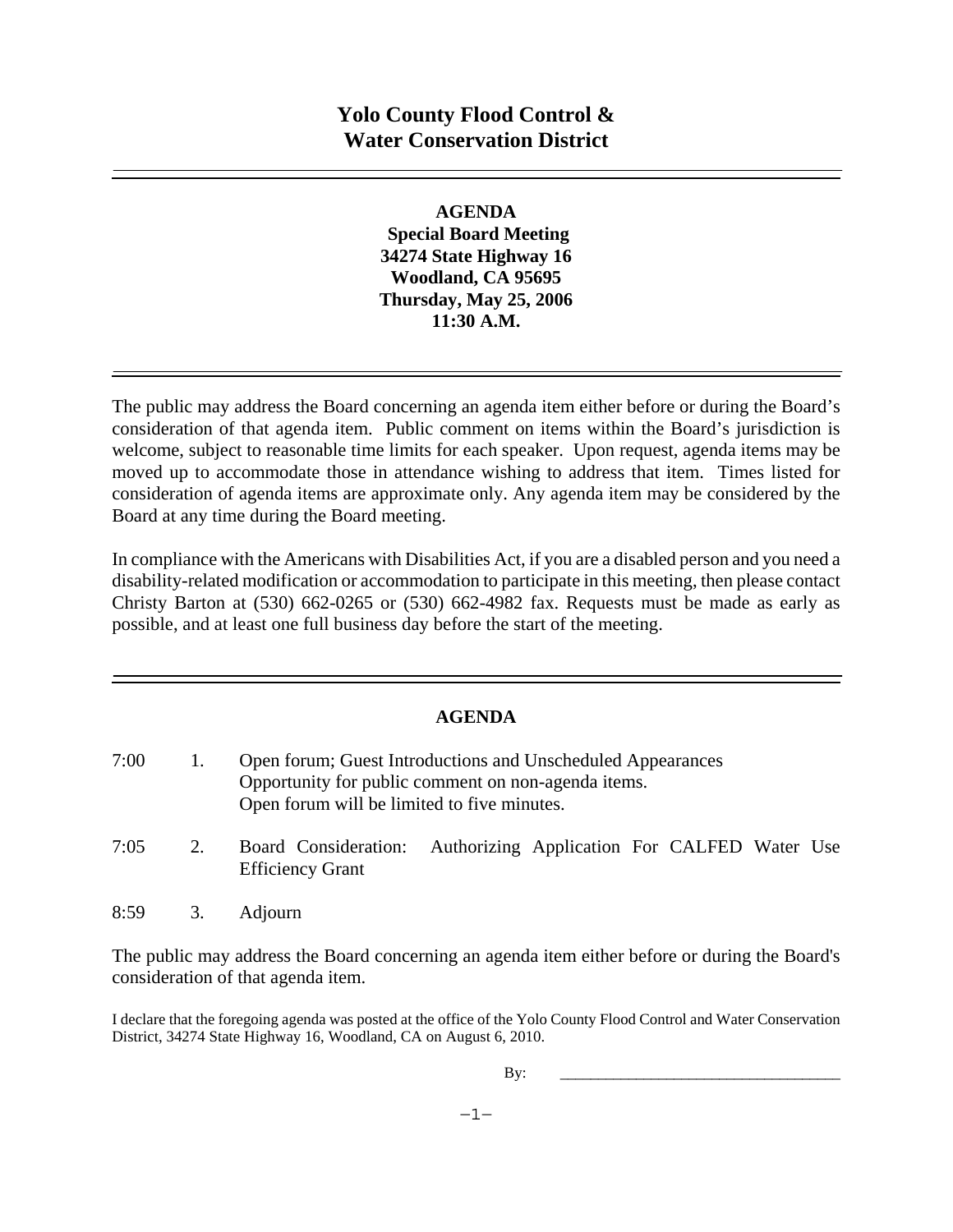# Yolo County Flood Control & Water Conservation District

**AGENDA**
**Special Board Meeting**
**34274 State Highway 16**
**Woodland, CA 95695**
**Thursday, May 25, 2006**
**11:30 A.M.**

The public may address the Board concerning an agenda item either before or during the Board's consideration of that agenda item. Public comment on items within the Board's jurisdiction is welcome, subject to reasonable time limits for each speaker. Upon request, agenda items may be moved up to accommodate those in attendance wishing to address that item. Times listed for consideration of agenda items are approximate only. Any agenda item may be considered by the Board at any time during the Board meeting.

In compliance with the Americans with Disabilities Act, if you are a disabled person and you need a disability-related modification or accommodation to participate in this meeting, then please contact Christy Barton at (530) 662-0265 or (530) 662-4982 fax. Requests must be made as early as possible, and at least one full business day before the start of the meeting.

## AGENDA

| | | |
|---|---|---|
| 7:00 | 1. | Open forum; Guest Introductions and Unscheduled Appearances<br>Opportunity for public comment on non-agenda items.<br>Open forum will be limited to five minutes. |
| 7:05 | 2. | Board Consideration: Authorizing Application For CALFED Water Use Efficiency Grant |
| 8:59 | 3. | Adjourn |

The public may address the Board concerning an agenda item either before or during the Board's consideration of that agenda item.

I declare that the foregoing agenda was posted at the office of the Yolo County Flood Control and Water Conservation District, 34274 State Highway 16, Woodland, CA on August 6, 2010.

By: ___________________________________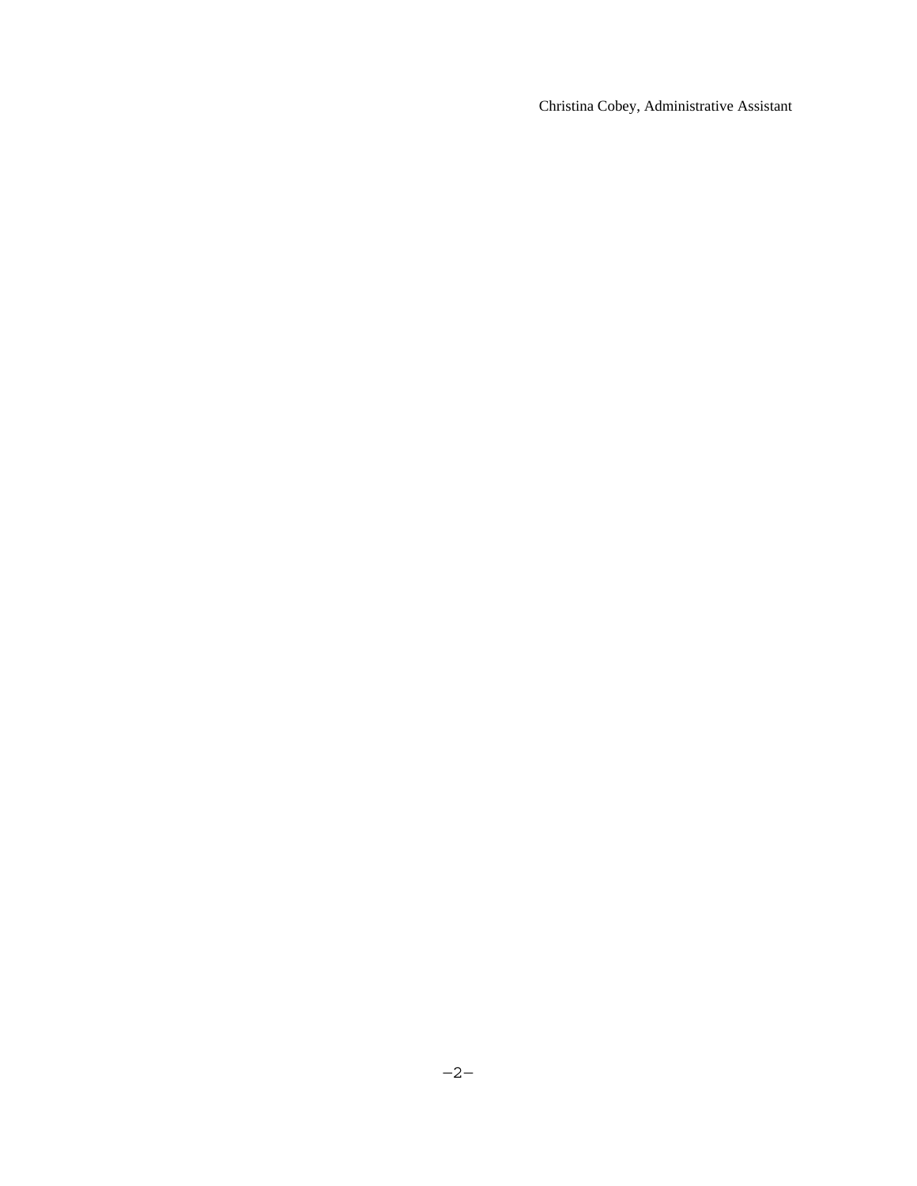Christina Cobey, Administrative Assistant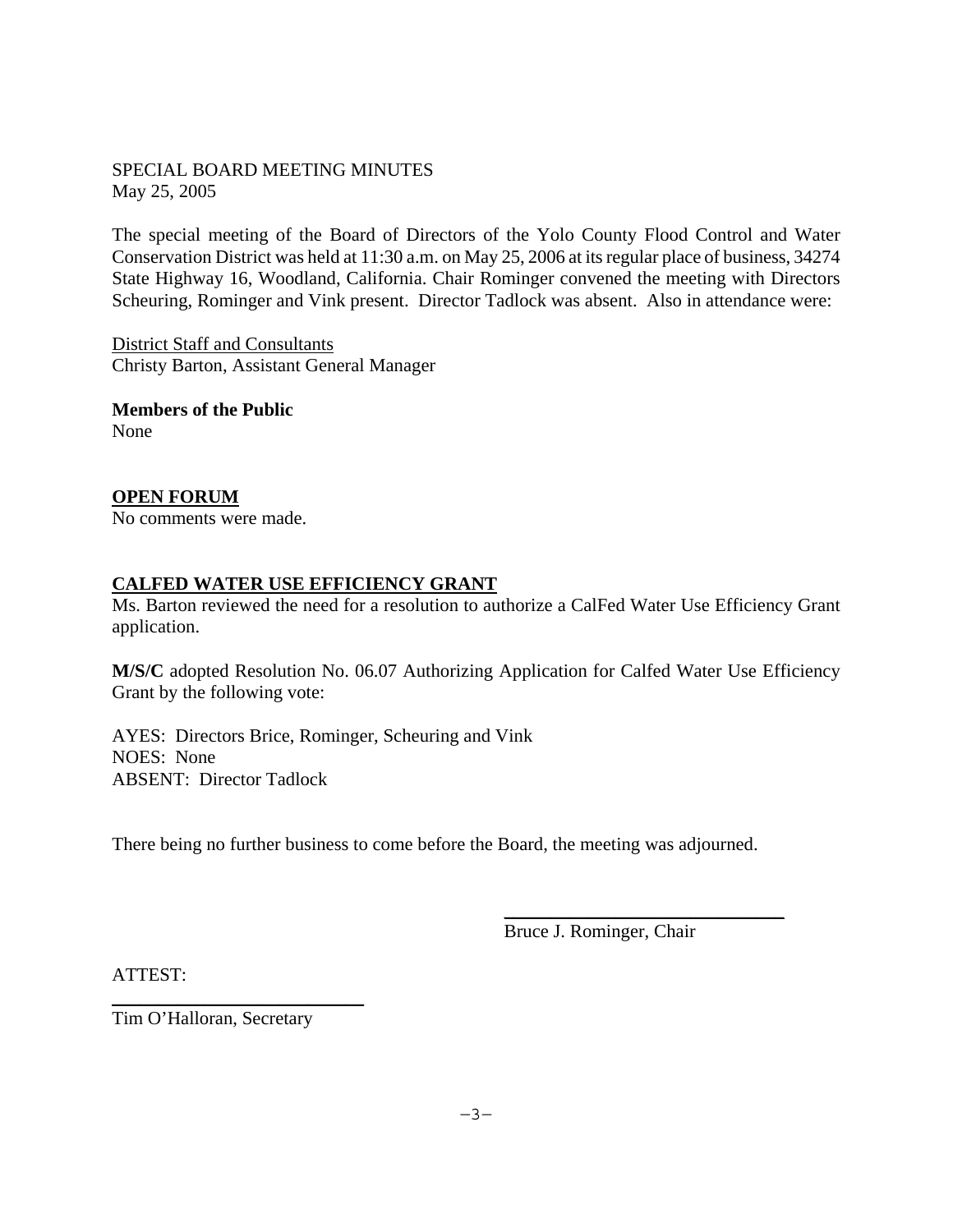SPECIAL BOARD MEETING MINUTES
May 25, 2005

The special meeting of the Board of Directors of the Yolo County Flood Control and Water Conservation District was held at 11:30 a.m. on May 25, 2006 at its regular place of business, 34274 State Highway 16, Woodland, California. Chair Rominger convened the meeting with Directors Scheuring, Rominger and Vink present. Director Tadlock was absent. Also in attendance were:

District Staff and Consultants
Christy Barton, Assistant General Manager

**Members of the Public**
None

## OPEN FORUM

No comments were made.

## CALFED WATER USE EFFICIENCY GRANT

Ms. Barton reviewed the need for a resolution to authorize a CalFed Water Use Efficiency Grant application.

**M/S/C** adopted Resolution No. 06.07 Authorizing Application for Calfed Water Use Efficiency Grant by the following vote:

AYES: Directors Brice, Rominger, Scheuring and Vink
NOES: None
ABSENT: Director Tadlock

There being no further business to come before the Board, the meeting was adjourned.

\_\_\_\_\_\_\_\_\_\_\_\_\_\_\_\_\_\_\_\_\_\_\_\_\_\_\_\_\_\_
Bruce J. Rominger, Chair

ATTEST:

\_\_\_\_\_\_\_\_\_\_\_\_\_\_\_\_\_\_\_\_\_\_\_\_\_\_\_\_\_\_
Tim O'Halloran, Secretary